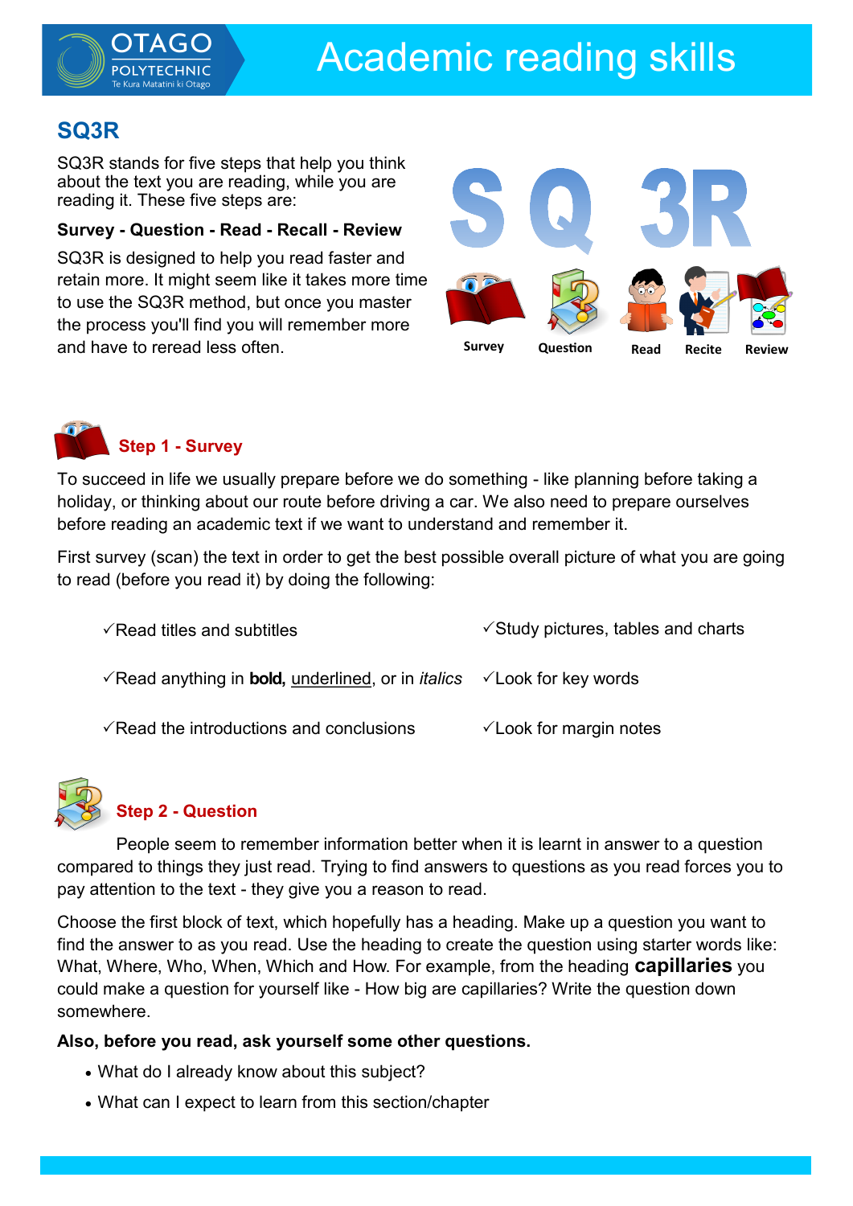# Academic reading skills

## SQ3R

SQ3R stands for five steps that help you think about the text you are reading, while you are reading it. These five steps are:

**Survey - Question - Read - Recall - Review**

SQ3R is designed to help you read faster and retain more. It might seem like it takes more time to use the SQ3R method, but once you master the process you'll find you will remember more and have to reread less often.

## Step 1 - Survey

To succeed in life we usually prepare before we do something - like planning before taking a holiday, or thinking about our route before driving a car. We also need to prepare ourselves before reading an academic text if we want to understand and remember it.

First survey (scan) the text in order to get the best possible overall picture of what you are going to read (before you read it) by doing the following:

- ✓Read titles and subtitles
- ✓Read anything in **bold,** <u>underlined</u>, or in *italics*
- ✓Read the introductions and conclusions
- ✓Study pictures, tables and charts
- ✓Look for key words
- ✓Look for margin notes

## Step 2 - Question

People seem to remember information better when it is learnt in answer to a question compared to things they just read. Trying to find answers to questions as you read forces you to pay attention to the text - they give you a reason to read.

Choose the first block of text, which hopefully has a heading. Make up a question you want to find the answer to as you read. Use the heading to create the question using starter words like: What, Where, Who, When, Which and How. For example, from the heading **capillaries** you could make a question for yourself like - How big are capillaries? Write the question down somewhere.

**Also, before you read, ask yourself some other questions.**

- What do I already know about this subject?
- What can I expect to learn from this section/chapter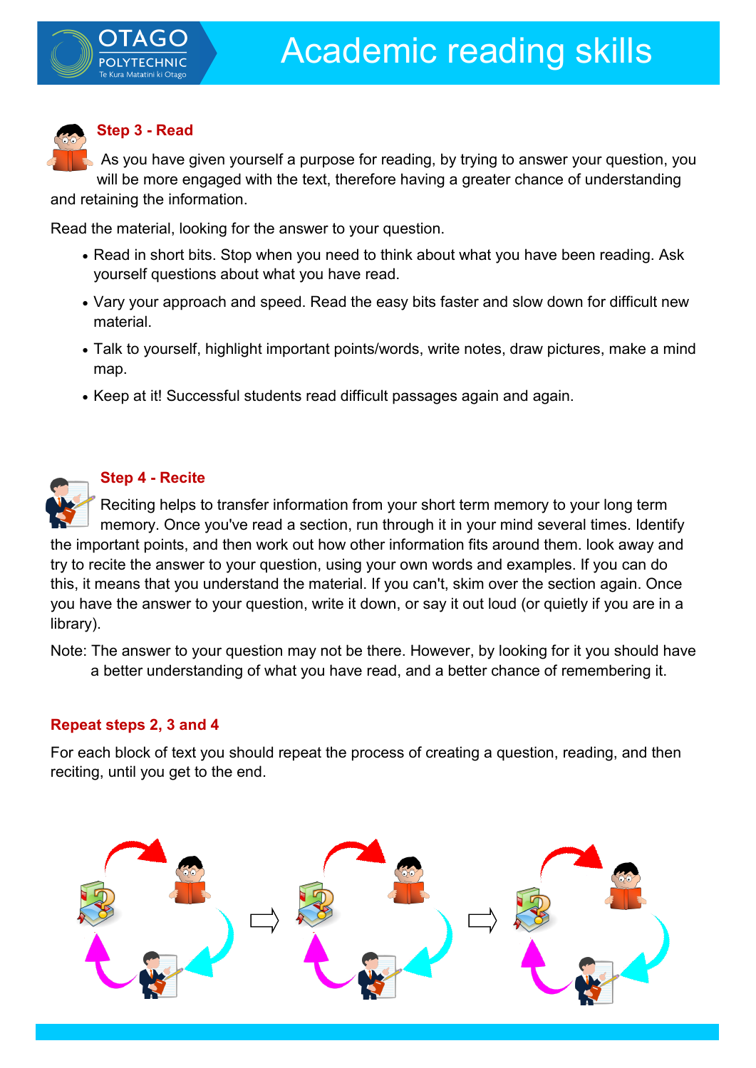### Step 3 - Read

As you have given yourself a purpose for reading, by trying to answer your question, you will be more engaged with the text, therefore having a greater chance of understanding and retaining the information.

Read the material, looking for the answer to your question.

- Read in short bits. Stop when you need to think about what you have been reading. Ask yourself questions about what you have read.
- Vary your approach and speed. Read the easy bits faster and slow down for difficult new material.
- Talk to yourself, highlight important points/words, write notes, draw pictures, make a mind map.
- Keep at it! Successful students read difficult passages again and again.

### Step 4 - Recite

Reciting helps to transfer information from your short term memory to your long term memory. Once you've read a section, run through it in your mind several times. Identify the important points, and then work out how other information fits around them. look away and try to recite the answer to your question, using your own words and examples. If you can do this, it means that you understand the material. If you can't, skim over the section again. Once you have the answer to your question, write it down, or say it out loud (or quietly if you are in a library).

Note: The answer to your question may not be there. However, by looking for it you should have a better understanding of what you have read, and a better chance of remembering it.

### Repeat steps 2, 3 and 4

For each block of text you should repeat the process of creating a question, reading, and then reciting, until you get to the end.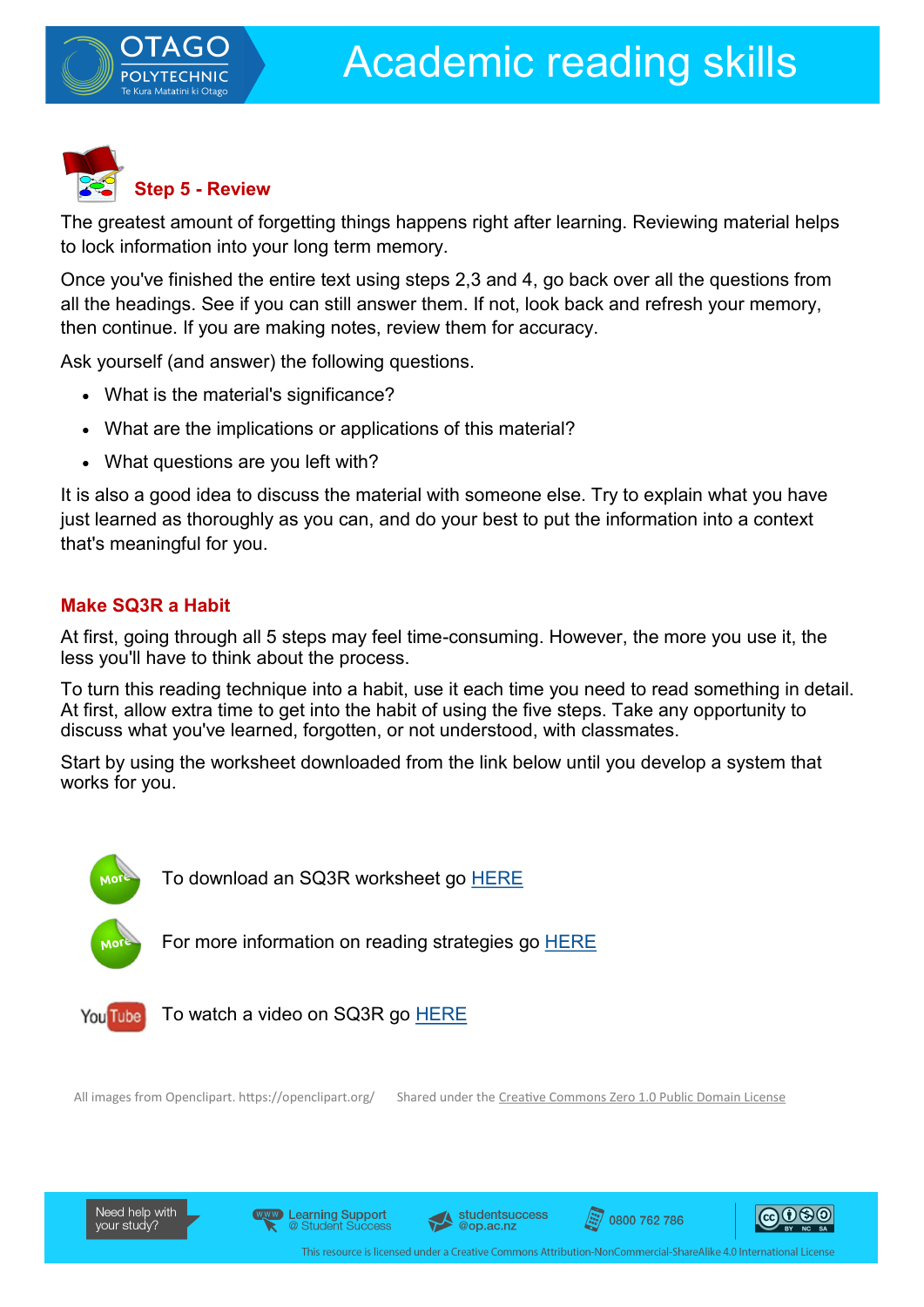## Step 5 - Review

The greatest amount of forgetting things happens right after learning. Reviewing material helps to lock information into your long term memory.

Once you've finished the entire text using steps 2,3 and 4, go back over all the questions from all the headings. See if you can still answer them. If not, look back and refresh your memory, then continue. If you are making notes, review them for accuracy.

Ask yourself (and answer) the following questions.

- What is the material's significance?
- What are the implications or applications of this material?
- What questions are you left with?

It is also a good idea to discuss the material with someone else. Try to explain what you have just learned as thoroughly as you can, and do your best to put the information into a context that's meaningful for you.

## Make SQ3R a Habit

At first, going through all 5 steps may feel time-consuming. However, the more you use it, the less you'll have to think about the process.

To turn this reading technique into a habit, use it each time you need to read something in detail. At first, allow extra time to get into the habit of using the five steps. Take any opportunity to discuss what you've learned, forgotten, or not understood, with classmates.

Start by using the worksheet downloaded from the link below until you develop a system that works for you.

To download an SQ3R worksheet go HERE

For more information on reading strategies go HERE

To watch a video on SQ3R go HERE

All images from Openclipart. https://openclipart.org/ Shared under the Creative Commons Zero 1.0 Public Domain License

Need help with your study? Learning Support @ Student Success studentsuccess @op.ac.nz 0800 762 786

This resource is licensed under a Creative Commons Attribution-NonCommercial-ShareAlike 4.0 International License